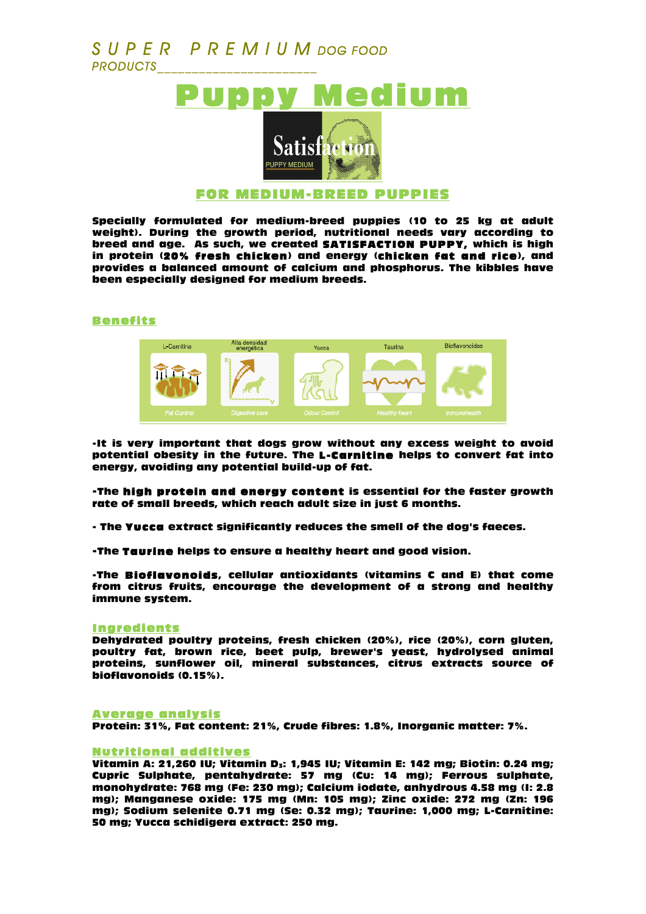SUPER PREMIUM DOG FOOD PRODUCTS

# Puppy Medium

Satisfaction
PUPPY MEDIUM

## FOR MEDIUM-BREED PUPPIES

**Specially formulated for medium-breed puppies (10 to 25 kg at adult weight). During the growth period, nutritional needs vary according to breed and age. As such, we created SATISFACTION PUPPY, which is high in protein (20% fresh chicken) and energy (chicken fat and rice), and provides a balanced amount of calcium and phosphorus. The kibbles have been especially designed for medium breeds.**

## Benefits

| L-Carnitina | Alta densidad energética | Yucca | Taurina | Bioflavonoides |
|---|---|---|---|---|
| Fat Control | Digestive care | Odour Control | Healthy heart | Inmunohealth |

-It is very important that dogs grow without any excess weight to avoid potential obesity in the future. The **L-Carnitine** helps to convert fat into energy, avoiding any potential build-up of fat.

-The **high protein and energy content** is essential for the faster growth rate of small breeds, which reach adult size in just 6 months.

- The **Yucca** extract significantly reduces the smell of the dog's faeces.

-The **Taurine** helps to ensure a healthy heart and good vision.

-The **Bioflavonoids**, cellular antioxidants (vitamins C and E) that come from citrus fruits, encourage the development of a strong and healthy immune system.

## Ingredients

Dehydrated poultry proteins, fresh chicken (20%), rice (20%), corn gluten, poultry fat, brown rice, beet pulp, brewer's yeast, hydrolysed animal proteins, sunflower oil, mineral substances, citrus extracts source of bioflavonoids (0.15%).

## Average analysis

Protein: 31%, Fat content: 21%, Crude fibres: 1.8%, Inorganic matter: 7%.

## Nutritional additives

Vitamin A: 21,260 IU; Vitamin $D_3$: 1,945 IU; Vitamin E: 142 mg; Biotin: 0.24 mg; Cupric Sulphate, pentahydrate: 57 mg (Cu: 14 mg); Ferrous sulphate, monohydrate: 768 mg (Fe: 230 mg); Calcium iodate, anhydrous 4.58 mg (I: 2.8 mg); Manganese oxide: 175 mg (Mn: 105 mg); Zinc oxide: 272 mg (Zn: 196 mg); Sodium selenite 0.71 mg (Se: 0.32 mg); Taurine: 1,000 mg; L-Carnitine: 50 mg; Yucca schidigera extract: 250 mg.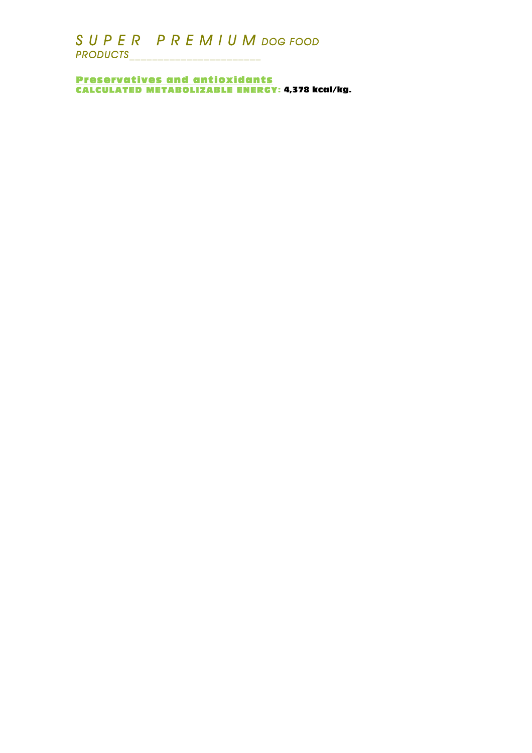**Preservatives and antioxidants**

**CALCULATED METABOLIZABLE ENERGY: 4,378 kcal/kg.**